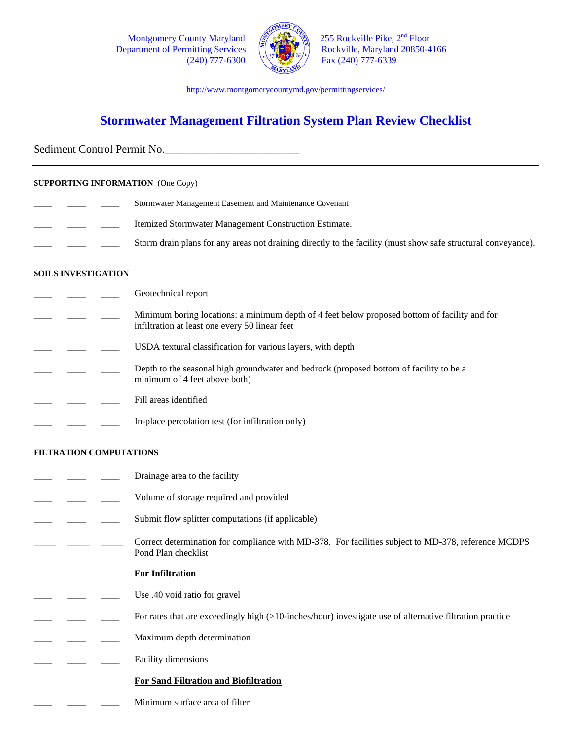Montgomery County Maryland
Department of Permitting Services
(240) 777-6300

255 Rockville Pike, 2nd Floor
Rockville, Maryland 20850-4166
Fax (240) 777-6339

http://www.montgomerycountymd.gov/permittingservices/

# Stormwater Management Filtration System Plan Review Checklist

Sediment Control Permit No.________________________

---

**SUPPORTING INFORMATION** (One Copy)

____ ____ ____ Stormwater Management Easement and Maintenance Covenant

____ ____ ____ Itemized Stormwater Management Construction Estimate.

____ ____ ____ Storm drain plans for any areas not draining directly to the facility (must show safe structural conveyance).

**SOILS INVESTIGATION**

____ ____ ____ Geotechnical report

____ ____ ____ Minimum boring locations: a minimum depth of 4 feet below proposed bottom of facility and for infiltration at least one every 50 linear feet

____ ____ ____ USDA textural classification for various layers, with depth

____ ____ ____ Depth to the seasonal high groundwater and bedrock (proposed bottom of facility to be a minimum of 4 feet above both)

____ ____ ____ Fill areas identified

____ ____ ____ In-place percolation test (for infiltration only)

**FILTRATION COMPUTATIONS**

____ ____ ____ Drainage area to the facility

____ ____ ____ Volume of storage required and provided

____ ____ ____ Submit flow splitter computations (if applicable)

____ ____ ____ Correct determination for compliance with MD-378. For facilities subject to MD-378, reference MCDPS Pond Plan checklist

**For Infiltration**

____ ____ ____ Use .40 void ratio for gravel

____ ____ ____ For rates that are exceedingly high (>10-inches/hour) investigate use of alternative filtration practice

____ ____ ____ Maximum depth determination

____ ____ ____ Facility dimensions

**For Sand Filtration and Biofiltration**

____ ____ ____ Minimum surface area of filter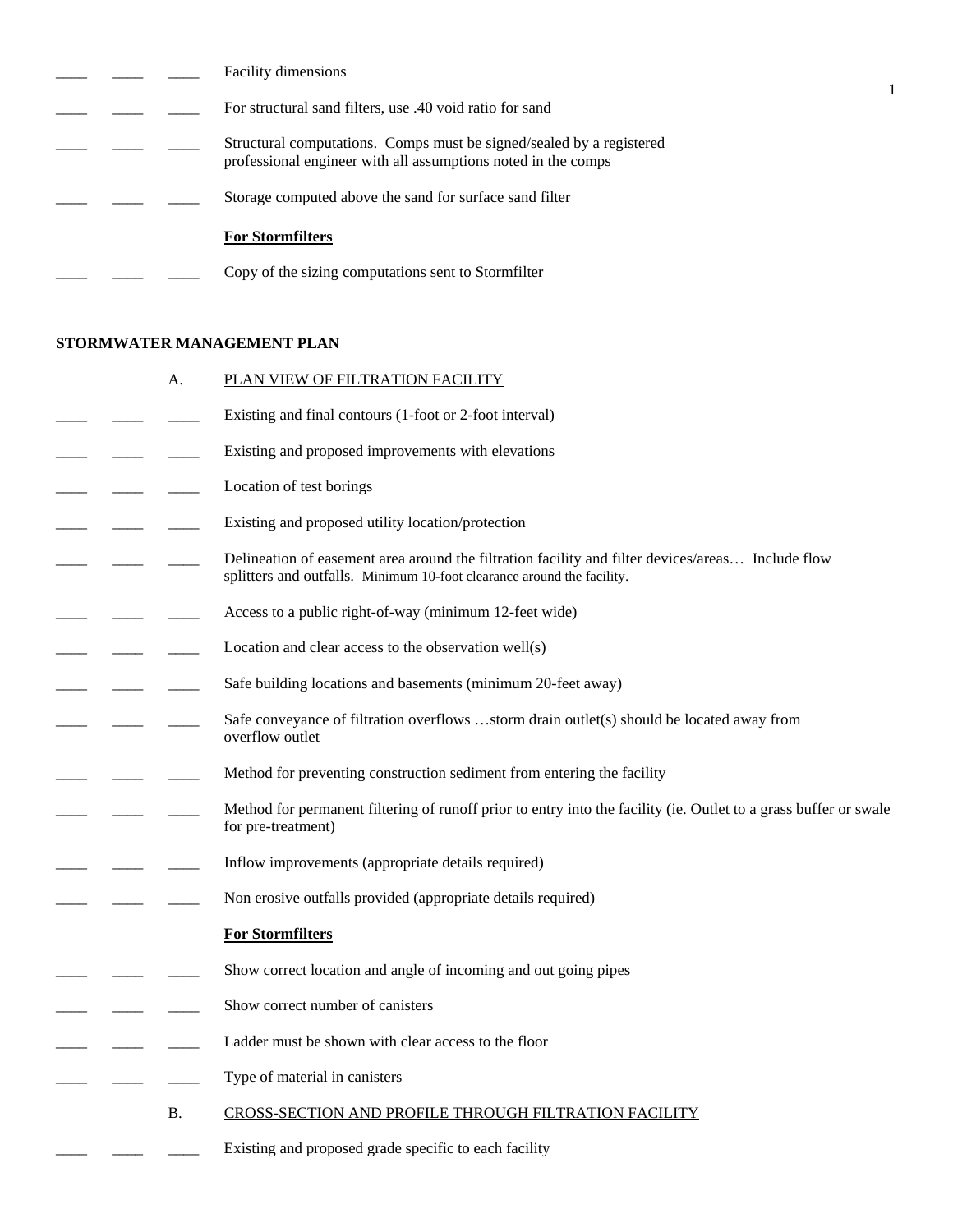____ ____ ____ Facility dimensions

____ ____ ____ For structural sand filters, use .40 void ratio for sand

____ ____ ____ Structural computations. Comps must be signed/sealed by a registered professional engineer with all assumptions noted in the comps

____ ____ ____ Storage computed above the sand for surface sand filter

**For Stormfilters**

____ ____ ____ Copy of the sizing computations sent to Stormfilter

## STORMWATER MANAGEMENT PLAN

A. PLAN VIEW OF FILTRATION FACILITY

____ ____ ____ Existing and final contours (1-foot or 2-foot interval)

____ ____ ____ Existing and proposed improvements with elevations

____ ____ ____ Location of test borings

____ ____ ____ Existing and proposed utility location/protection

____ ____ ____ Delineation of easement area around the filtration facility and filter devices/areas… Include flow splitters and outfalls. Minimum 10-foot clearance around the facility.

____ ____ ____ Access to a public right-of-way (minimum 12-feet wide)

____ ____ ____ Location and clear access to the observation well(s)

____ ____ ____ Safe building locations and basements (minimum 20-feet away)

____ ____ ____ Safe conveyance of filtration overflows …storm drain outlet(s) should be located away from overflow outlet

____ ____ ____ Method for preventing construction sediment from entering the facility

____ ____ ____ Method for permanent filtering of runoff prior to entry into the facility (ie. Outlet to a grass buffer or swale for pre-treatment)

____ ____ ____ Inflow improvements (appropriate details required)

____ ____ ____ Non erosive outfalls provided (appropriate details required)

**For Stormfilters**

____ ____ ____ Show correct location and angle of incoming and out going pipes

____ ____ ____ Show correct number of canisters

____ ____ ____ Ladder must be shown with clear access to the floor

____ ____ ____ Type of material in canisters

B. CROSS-SECTION AND PROFILE THROUGH FILTRATION FACILITY

____ ____ ____ Existing and proposed grade specific to each facility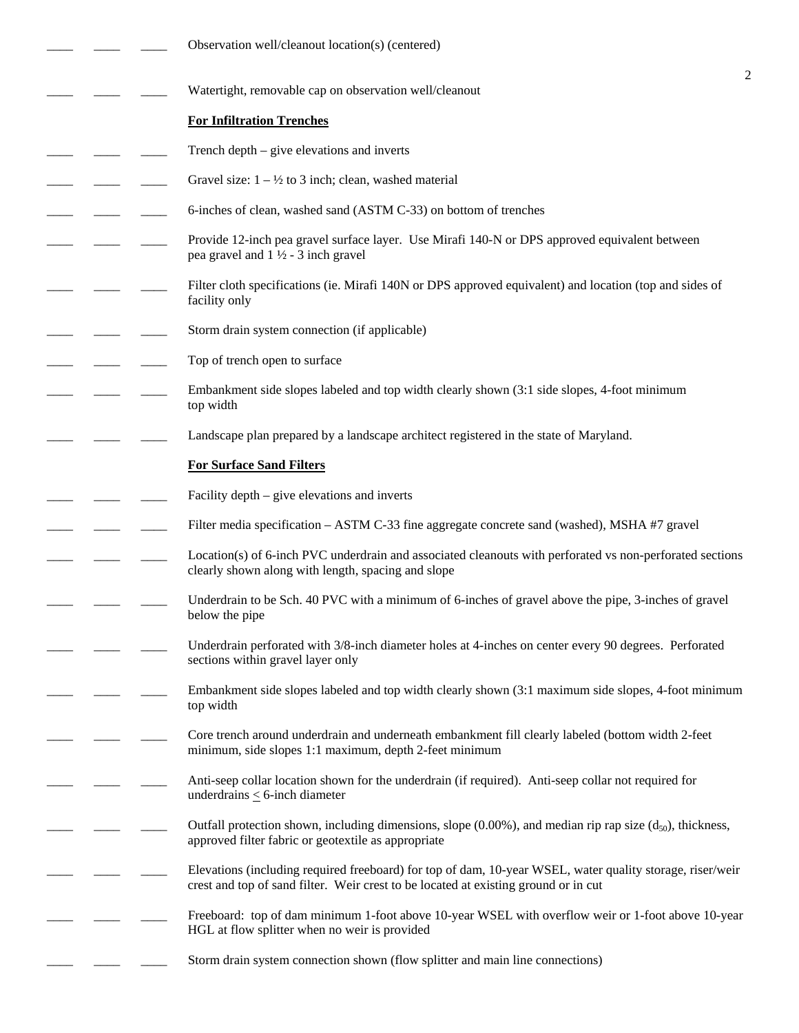____ ____ ____ Observation well/cleanout location(s) (centered)

____ ____ ____ Watertight, removable cap on observation well/cleanout

**For Infiltration Trenches**

____ ____ ____ Trench depth – give elevations and inverts

____ ____ ____ Gravel size: 1 – ½ to 3 inch; clean, washed material

____ ____ ____ 6-inches of clean, washed sand (ASTM C-33) on bottom of trenches

____ ____ ____ Provide 12-inch pea gravel surface layer. Use Mirafi 140-N or DPS approved equivalent between pea gravel and 1 ½ - 3 inch gravel

____ ____ ____ Filter cloth specifications (ie. Mirafi 140N or DPS approved equivalent) and location (top and sides of facility only

____ ____ ____ Storm drain system connection (if applicable)

____ ____ ____ Top of trench open to surface

____ ____ ____ Embankment side slopes labeled and top width clearly shown (3:1 side slopes, 4-foot minimum top width

____ ____ ____ Landscape plan prepared by a landscape architect registered in the state of Maryland.

**For Surface Sand Filters**

____ ____ ____ Facility depth – give elevations and inverts

____ ____ ____ Filter media specification – ASTM C-33 fine aggregate concrete sand (washed), MSHA #7 gravel

____ ____ ____ Location(s) of 6-inch PVC underdrain and associated cleanouts with perforated vs non-perforated sections clearly shown along with length, spacing and slope

____ ____ ____ Underdrain to be Sch. 40 PVC with a minimum of 6-inches of gravel above the pipe, 3-inches of gravel below the pipe

____ ____ ____ Underdrain perforated with 3/8-inch diameter holes at 4-inches on center every 90 degrees. Perforated sections within gravel layer only

____ ____ ____ Embankment side slopes labeled and top width clearly shown (3:1 maximum side slopes, 4-foot minimum top width

____ ____ ____ Core trench around underdrain and underneath embankment fill clearly labeled (bottom width 2-feet minimum, side slopes 1:1 maximum, depth 2-feet minimum

____ ____ ____ Anti-seep collar location shown for the underdrain (if required). Anti-seep collar not required for underdrains $\leq$ 6-inch diameter

____ ____ ____ Outfall protection shown, including dimensions, slope (0.00%), and median rip rap size ($d_{50}$), thickness, approved filter fabric or geotextile as appropriate

____ ____ ____ Elevations (including required freeboard) for top of dam, 10-year WSEL, water quality storage, riser/weir crest and top of sand filter. Weir crest to be located at existing ground or in cut

____ ____ ____ Freeboard: top of dam minimum 1-foot above 10-year WSEL with overflow weir or 1-foot above 10-year HGL at flow splitter when no weir is provided

____ ____ ____ Storm drain system connection shown (flow splitter and main line connections)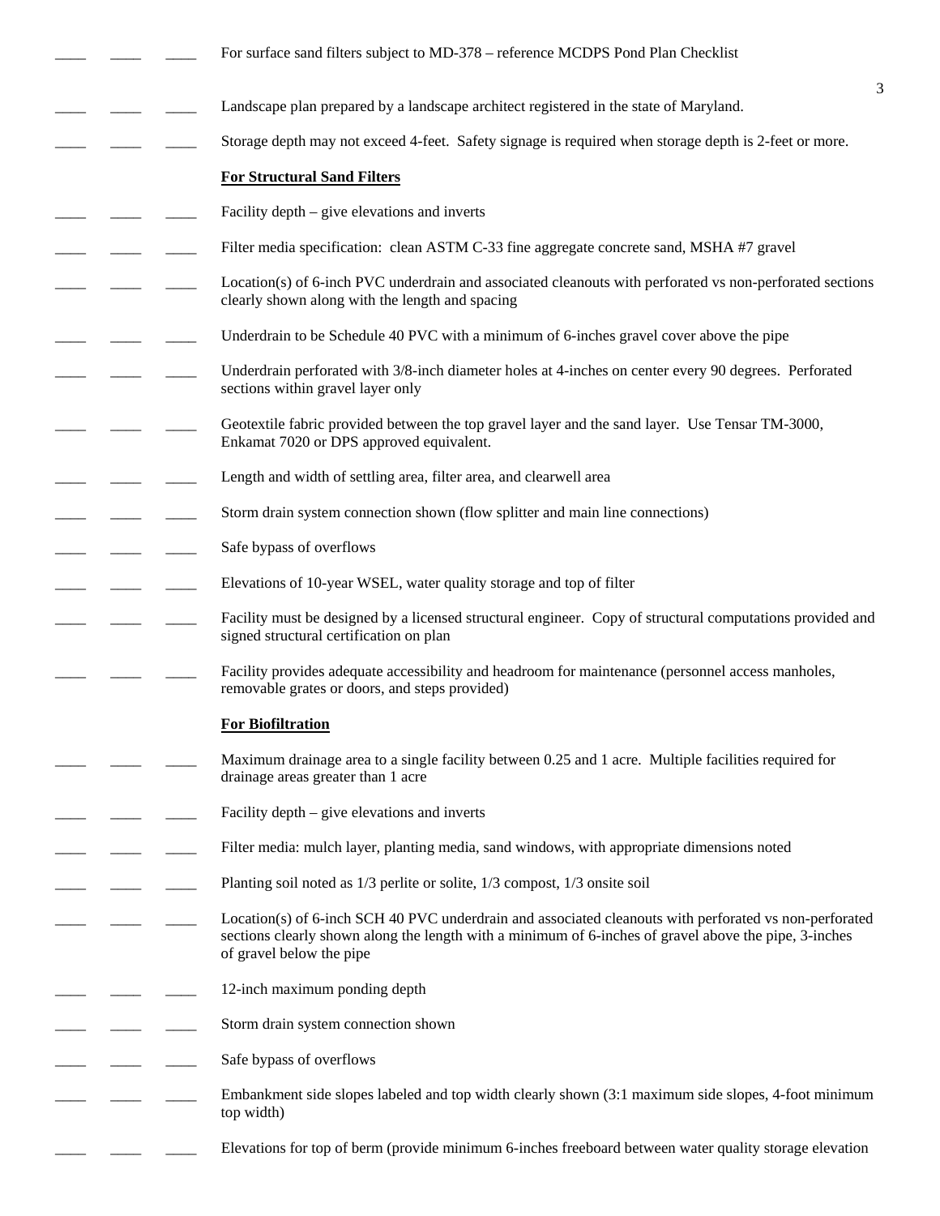____ ____ ____ For surface sand filters subject to MD-378 – reference MCDPS Pond Plan Checklist

____ ____ ____ Landscape plan prepared by a landscape architect registered in the state of Maryland.

____ ____ ____ Storage depth may not exceed 4-feet. Safety signage is required when storage depth is 2-feet or more.

**For Structural Sand Filters**

____ ____ ____ Facility depth – give elevations and inverts

____ ____ ____ Filter media specification: clean ASTM C-33 fine aggregate concrete sand, MSHA #7 gravel

____ ____ ____ Location(s) of 6-inch PVC underdrain and associated cleanouts with perforated vs non-perforated sections clearly shown along with the length and spacing

____ ____ ____ Underdrain to be Schedule 40 PVC with a minimum of 6-inches gravel cover above the pipe

____ ____ ____ Underdrain perforated with 3/8-inch diameter holes at 4-inches on center every 90 degrees. Perforated sections within gravel layer only

____ ____ ____ Geotextile fabric provided between the top gravel layer and the sand layer. Use Tensar TM-3000, Enkamat 7020 or DPS approved equivalent.

____ ____ ____ Length and width of settling area, filter area, and clearwell area

____ ____ ____ Storm drain system connection shown (flow splitter and main line connections)

____ ____ ____ Safe bypass of overflows

____ ____ ____ Elevations of 10-year WSEL, water quality storage and top of filter

____ ____ ____ Facility must be designed by a licensed structural engineer. Copy of structural computations provided and signed structural certification on plan

____ ____ ____ Facility provides adequate accessibility and headroom for maintenance (personnel access manholes, removable grates or doors, and steps provided)

**For Biofiltration**

____ ____ ____ Maximum drainage area to a single facility between 0.25 and 1 acre. Multiple facilities required for drainage areas greater than 1 acre

____ ____ ____ Facility depth – give elevations and inverts

____ ____ ____ Filter media: mulch layer, planting media, sand windows, with appropriate dimensions noted

____ ____ ____ Planting soil noted as 1/3 perlite or solite, 1/3 compost, 1/3 onsite soil

____ ____ ____ Location(s) of 6-inch SCH 40 PVC underdrain and associated cleanouts with perforated vs non-perforated sections clearly shown along the length with a minimum of 6-inches of gravel above the pipe, 3-inches of gravel below the pipe

____ ____ ____ 12-inch maximum ponding depth

____ ____ ____ Storm drain system connection shown

____ ____ ____ Safe bypass of overflows

____ ____ ____ Embankment side slopes labeled and top width clearly shown (3:1 maximum side slopes, 4-foot minimum top width)

____ ____ ____ Elevations for top of berm (provide minimum 6-inches freeboard between water quality storage elevation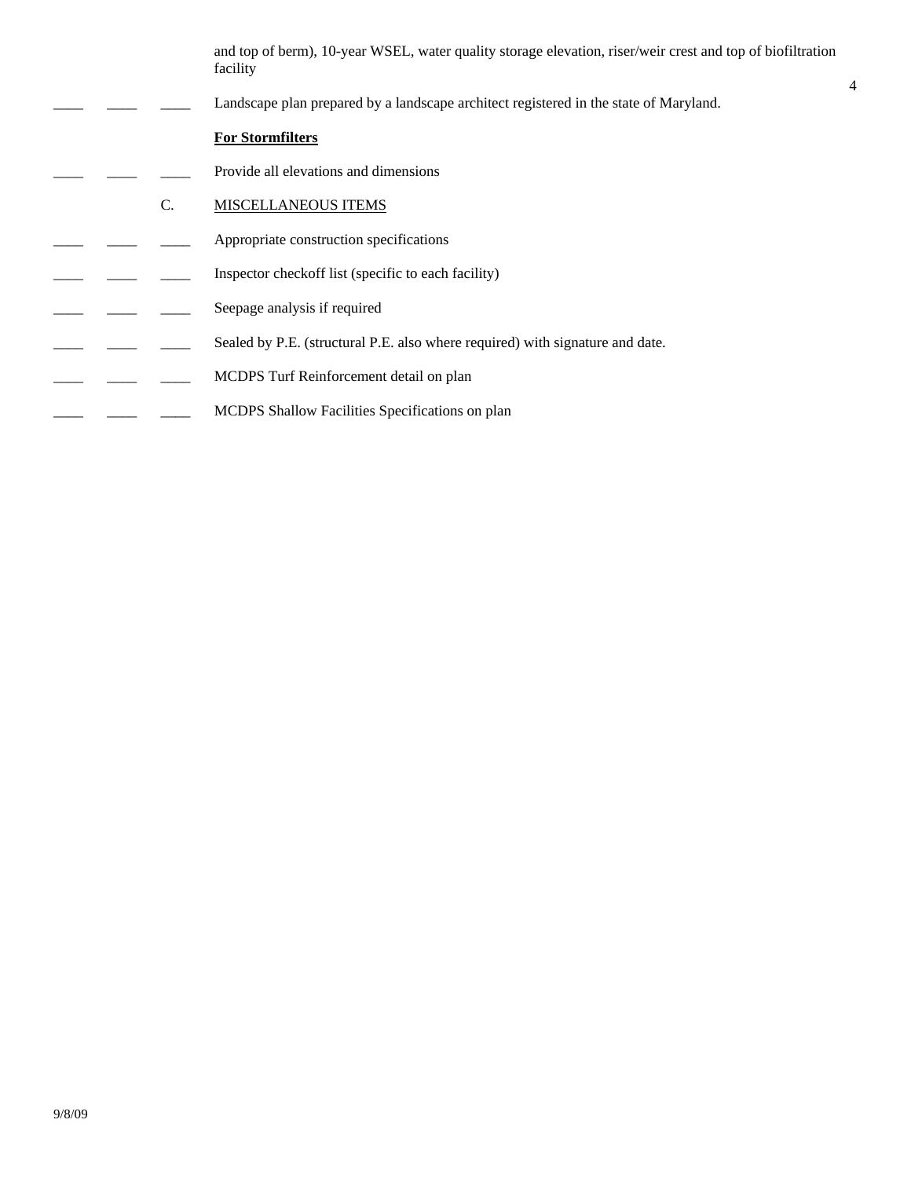and top of berm), 10-year WSEL, water quality storage elevation, riser/weir crest and top of biofiltration facility

____ ____ ____ Landscape plan prepared by a landscape architect registered in the state of Maryland.

**For Stormfilters**

____ ____ ____ Provide all elevations and dimensions

C. MISCELLANEOUS ITEMS

____ ____ ____ Appropriate construction specifications

____ ____ ____ Inspector checkoff list (specific to each facility)

____ ____ ____ Seepage analysis if required

____ ____ ____ Sealed by P.E. (structural P.E. also where required) with signature and date.

____ ____ ____ MCDPS Turf Reinforcement detail on plan

____ ____ ____ MCDPS Shallow Facilities Specifications on plan

9/8/09